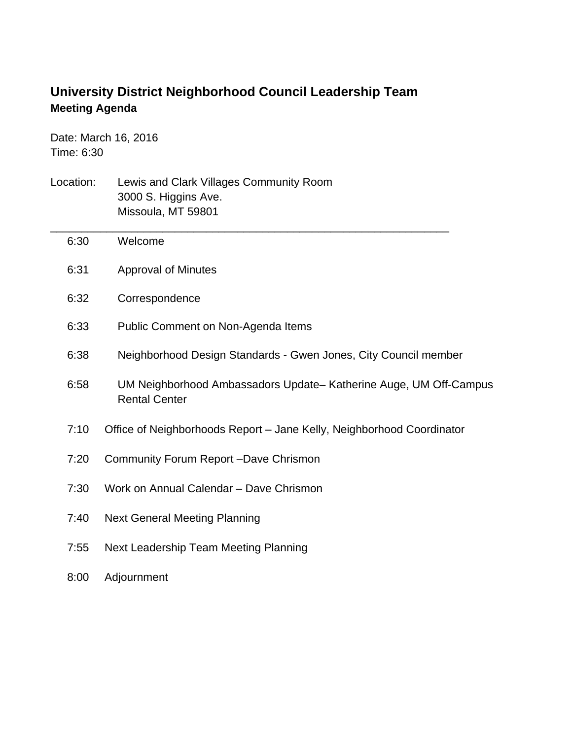# University District Neighborhood Council Leadership Team

**Meeting Agenda**

Date: March 16, 2016
Time: 6:30

Location: Lewis and Clark Villages Community Room
3000 S. Higgins Ave.
Missoula, MT 59801

---

| | |
|---|---|
| 6:30 | Welcome |
| 6:31 | Approval of Minutes |
| 6:32 | Correspondence |
| 6:33 | Public Comment on Non-Agenda Items |
| 6:38 | Neighborhood Design Standards - Gwen Jones, City Council member |
| 6:58 | UM Neighborhood Ambassadors Update– Katherine Auge, UM Off-Campus Rental Center |
| 7:10 | Office of Neighborhoods Report – Jane Kelly, Neighborhood Coordinator |
| 7:20 | Community Forum Report –Dave Chrismon |
| 7:30 | Work on Annual Calendar – Dave Chrismon |
| 7:40 | Next General Meeting Planning |
| 7:55 | Next Leadership Team Meeting Planning |
| 8:00 | Adjournment |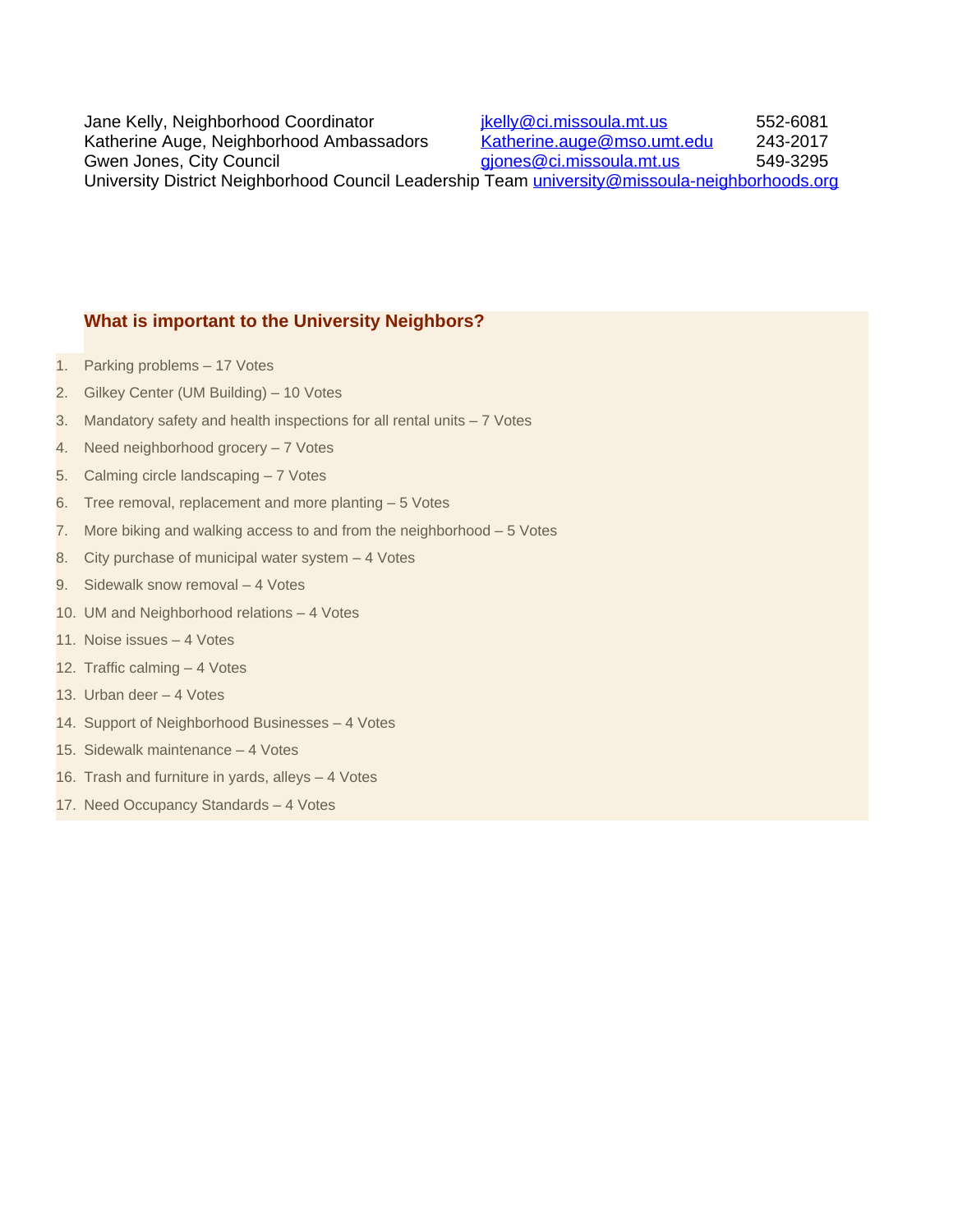Jane Kelly, Neighborhood Coordinator jkelly@ci.missoula.mt.us 552-6081
Katherine Auge, Neighborhood Ambassadors Katherine.auge@mso.umt.edu 243-2017
Gwen Jones, City Council gjones@ci.missoula.mt.us 549-3295
University District Neighborhood Council Leadership Team university@missoula-neighborhoods.org

### What is important to the University Neighbors?

1. Parking problems – 17 Votes
2. Gilkey Center (UM Building) – 10 Votes
3. Mandatory safety and health inspections for all rental units – 7 Votes
4. Need neighborhood grocery – 7 Votes
5. Calming circle landscaping – 7 Votes
6. Tree removal, replacement and more planting – 5 Votes
7. More biking and walking access to and from the neighborhood – 5 Votes
8. City purchase of municipal water system – 4 Votes
9. Sidewalk snow removal – 4 Votes
10. UM and Neighborhood relations – 4 Votes
11. Noise issues – 4 Votes
12. Traffic calming – 4 Votes
13. Urban deer – 4 Votes
14. Support of Neighborhood Businesses – 4 Votes
15. Sidewalk maintenance – 4 Votes
16. Trash and furniture in yards, alleys – 4 Votes
17. Need Occupancy Standards – 4 Votes